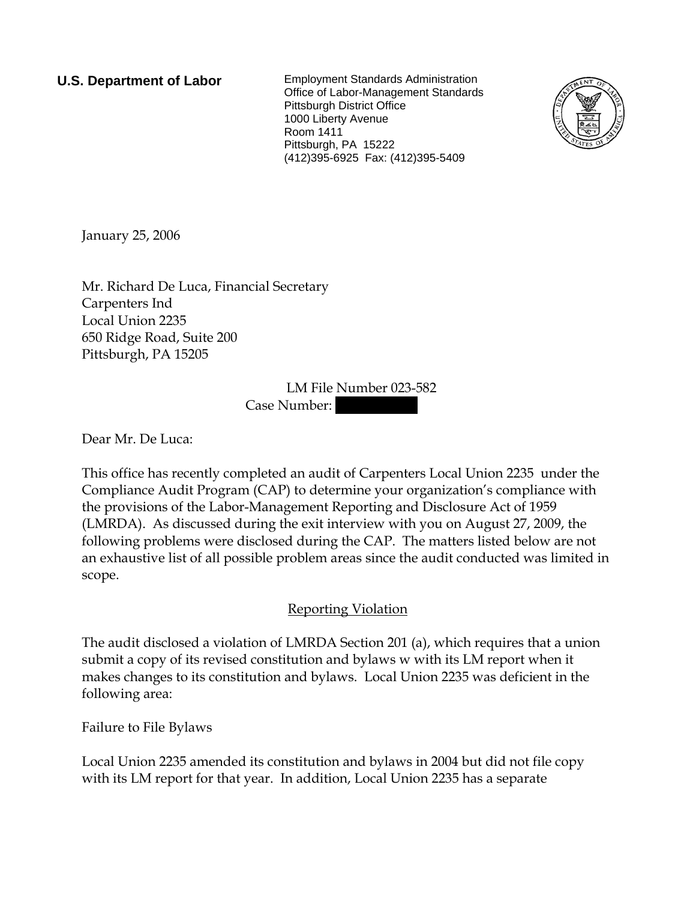**U.S. Department of Labor**

Employment Standards Administration
Office of Labor-Management Standards
Pittsburgh District Office
1000 Liberty Avenue
Room 1411
Pittsburgh, PA 15222
(412)395-6925 Fax: (412)395-5409

January 25, 2006

Mr. Richard De Luca, Financial Secretary
Carpenters Ind
Local Union 2235
650 Ridge Road, Suite 200
Pittsburgh, PA 15205

LM File Number 023-582
Case Number: 

Dear Mr. De Luca:

This office has recently completed an audit of Carpenters Local Union 2235 under the Compliance Audit Program (CAP) to determine your organization's compliance with the provisions of the Labor-Management Reporting and Disclosure Act of 1959 (LMRDA). As discussed during the exit interview with you on August 27, 2009, the following problems were disclosed during the CAP. The matters listed below are not an exhaustive list of all possible problem areas since the audit conducted was limited in scope.

Reporting Violation

The audit disclosed a violation of LMRDA Section 201 (a), which requires that a union submit a copy of its revised constitution and bylaws w with its LM report when it makes changes to its constitution and bylaws. Local Union 2235 was deficient in the following area:

Failure to File Bylaws

Local Union 2235 amended its constitution and bylaws in 2004 but did not file copy with its LM report for that year. In addition, Local Union 2235 has a separate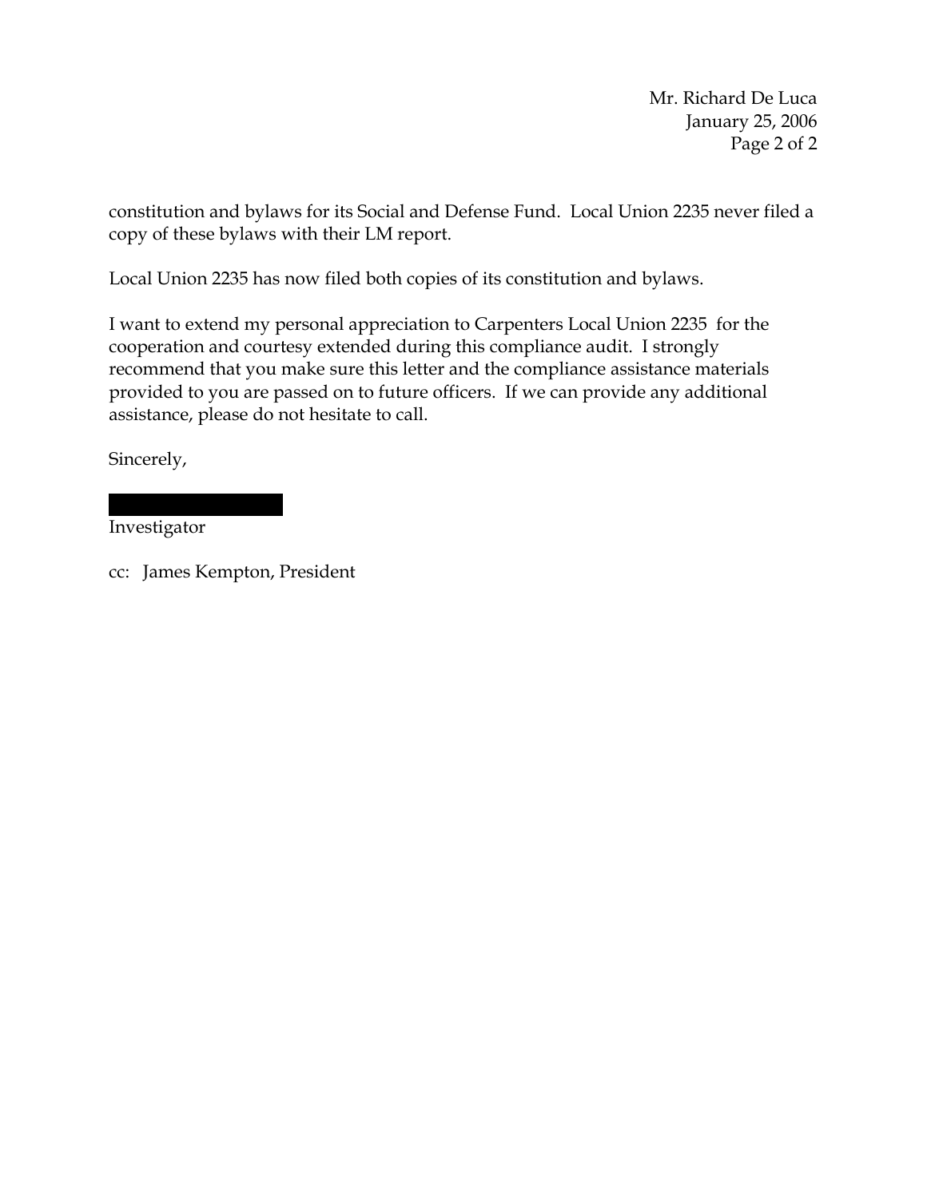constitution and bylaws for its Social and Defense Fund. Local Union 2235 never filed a copy of these bylaws with their LM report.

Local Union 2235 has now filed both copies of its constitution and bylaws.

I want to extend my personal appreciation to Carpenters Local Union 2235 for the cooperation and courtesy extended during this compliance audit. I strongly recommend that you make sure this letter and the compliance assistance materials provided to you are passed on to future officers. If we can provide any additional assistance, please do not hesitate to call.

Sincerely,

Investigator

cc: James Kempton, President